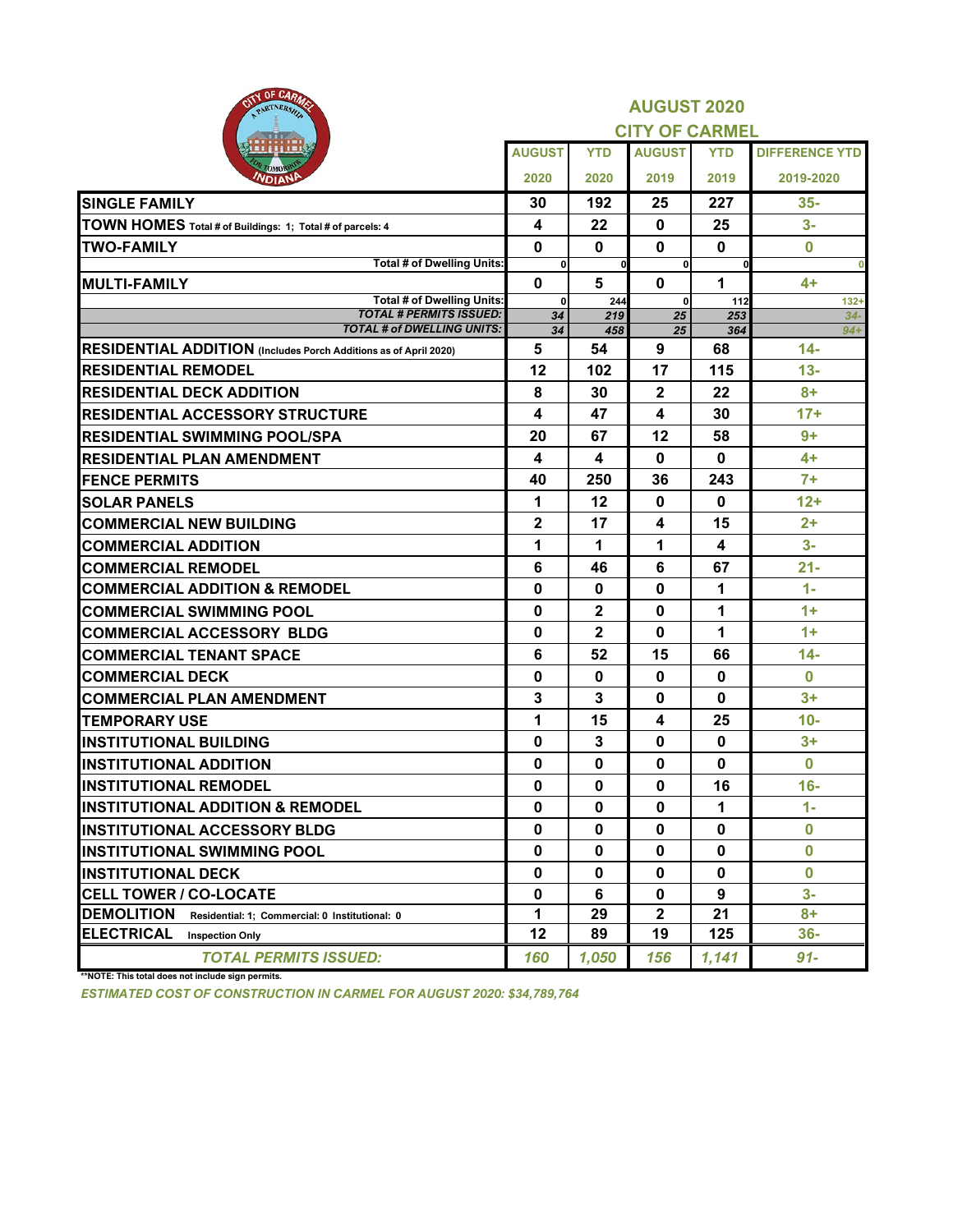## AUGUST 2020
## CITY OF CARMEL

| | AUGUST 2020 | YTD 2020 | AUGUST 2019 | YTD 2019 | DIFFERENCE YTD 2019-2020 |
|---|---|---|---|---|---|
| **SINGLE FAMILY** | 30 | 192 | 25 | 227 | 35- |
| **TOWN HOMES** Total # of Buildings: 1; Total # of parcels: 4 | 4 | 22 | 0 | 25 | 3- |
| **TWO-FAMILY** | 0 | 0 | 0 | 0 | 0 |
| Total # of Dwelling Units: | 0 | 0 | 0 | 0 | 0 |
| **MULTI-FAMILY** | 0 | 5 | 0 | 1 | 4+ |
| Total # of Dwelling Units: | 0 | 244 | 0 | 112 | 132+ |
| *TOTAL # PERMITS ISSUED:* | 34 | 219 | 25 | 253 | 34- |
| *TOTAL # of DWELLING UNITS:* | 34 | 458 | 25 | 364 | 94+ |
| **RESIDENTIAL ADDITION** (Includes Porch Additions as of April 2020) | 5 | 54 | 9 | 68 | 14- |
| **RESIDENTIAL REMODEL** | 12 | 102 | 17 | 115 | 13- |
| **RESIDENTIAL DECK ADDITION** | 8 | 30 | 2 | 22 | 8+ |
| **RESIDENTIAL ACCESSORY STRUCTURE** | 4 | 47 | 4 | 30 | 17+ |
| **RESIDENTIAL SWIMMING POOL/SPA** | 20 | 67 | 12 | 58 | 9+ |
| **RESIDENTIAL PLAN AMENDMENT** | 4 | 4 | 0 | 0 | 4+ |
| **FENCE PERMITS** | 40 | 250 | 36 | 243 | 7+ |
| **SOLAR PANELS** | 1 | 12 | 0 | 0 | 12+ |
| **COMMERCIAL NEW BUILDING** | 2 | 17 | 4 | 15 | 2+ |
| **COMMERCIAL ADDITION** | 1 | 1 | 1 | 4 | 3- |
| **COMMERCIAL REMODEL** | 6 | 46 | 6 | 67 | 21- |
| **COMMERCIAL ADDITION & REMODEL** | 0 | 0 | 0 | 1 | 1- |
| **COMMERCIAL SWIMMING POOL** | 0 | 2 | 0 | 1 | 1+ |
| **COMMERCIAL ACCESSORY BLDG** | 0 | 2 | 0 | 1 | 1+ |
| **COMMERCIAL TENANT SPACE** | 6 | 52 | 15 | 66 | 14- |
| **COMMERCIAL DECK** | 0 | 0 | 0 | 0 | 0 |
| **COMMERCIAL PLAN AMENDMENT** | 3 | 3 | 0 | 0 | 3+ |
| **TEMPORARY USE** | 1 | 15 | 4 | 25 | 10- |
| **INSTITUTIONAL BUILDING** | 0 | 3 | 0 | 0 | 3+ |
| **INSTITUTIONAL ADDITION** | 0 | 0 | 0 | 0 | 0 |
| **INSTITUTIONAL REMODEL** | 0 | 0 | 0 | 16 | 16- |
| **INSTITUTIONAL ADDITION & REMODEL** | 0 | 0 | 0 | 1 | 1- |
| **INSTITUTIONAL ACCESSORY BLDG** | 0 | 0 | 0 | 0 | 0 |
| **INSTITUTIONAL SWIMMING POOL** | 0 | 0 | 0 | 0 | 0 |
| **INSTITUTIONAL DECK** | 0 | 0 | 0 | 0 | 0 |
| **CELL TOWER / CO-LOCATE** | 0 | 6 | 0 | 9 | 3- |
| **DEMOLITION** Residential: 1; Commercial: 0 Institutional: 0 | 1 | 29 | 2 | 21 | 8+ |
| **ELECTRICAL** Inspection Only | 12 | 89 | 19 | 125 | 36- |
| ***TOTAL PERMITS ISSUED:*** | 160 | 1,050 | 156 | 1,141 | 91- |

**NOTE: This total does not include sign permits.

*ESTIMATED COST OF CONSTRUCTION IN CARMEL FOR AUGUST 2020: $34,789,764*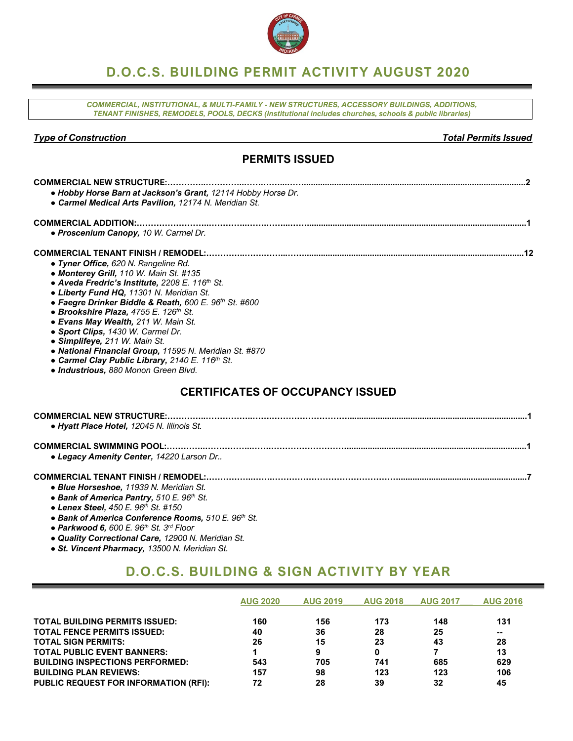# D.O.C.S. BUILDING PERMIT ACTIVITY AUGUST 2020

*COMMERCIAL, INSTITUTIONAL, & MULTI-FAMILY - NEW STRUCTURES, ACCESSORY BUILDINGS, ADDITIONS, TENANT FINISHES, REMODELS, POOLS, DECKS (Institutional includes churches, schools & public libraries)*

***Type of Construction*** — ***Total Permits Issued***

## PERMITS ISSUED

**COMMERCIAL NEW STRUCTURE:** ..........2

- ***Hobby Horse Barn at Jackson's Grant,*** *12114 Hobby Horse Dr.*
- ***Carmel Medical Arts Pavilion,*** *12174 N. Meridian St.*

**COMMERCIAL ADDITION:** ..........1

- ***Proscenium Canopy,*** *10 W. Carmel Dr.*

**COMMERCIAL TENANT FINISH / REMODEL:** ..........12

- ***Tyner Office,*** *620 N. Rangeline Rd.*
- ***Monterey Grill,*** *110 W. Main St. #135*
- ***Aveda Fredric's Institute,*** *2208 E. 116th St.*
- ***Liberty Fund HQ,*** *11301 N. Meridian St.*
- ***Faegre Drinker Biddle & Reath,*** *600 E. 96th St. #600*
- ***Brookshire Plaza,*** *4755 E. 126th St.*
- ***Evans May Wealth,*** *211 W. Main St.*
- ***Sport Clips,*** *1430 W. Carmel Dr.*
- ***Simplifeye,*** *211 W. Main St.*
- ***National Financial Group,*** *11595 N. Meridian St. #870*
- ***Carmel Clay Public Library,*** *2140 E. 116th St.*
- ***Industrious,*** *880 Monon Green Blvd.*

## CERTIFICATES OF OCCUPANCY ISSUED

**COMMERCIAL NEW STRUCTURE:** ..........1

- ***Hyatt Place Hotel,*** *12045 N. Illinois St.*

**COMMERCIAL SWIMMING POOL:** ..........1

- ***Legacy Amenity Center,*** *14220 Larson Dr..*

**COMMERCIAL TENANT FINISH / REMODEL:** ..........7

- ***Blue Horseshoe,*** *11939 N. Meridian St.*
- ***Bank of America Pantry,*** *510 E. 96th St.*
- ***Lenex Steel,*** *450 E. 96th St. #150*
- ***Bank of America Conference Rooms,*** *510 E. 96th St.*
- ***Parkwood 6,*** *600 E. 96th St. 3rd Floor*
- ***Quality Correctional Care,*** *12900 N. Meridian St.*
- ***St. Vincent Pharmacy,*** *13500 N. Meridian St.*

# D.O.C.S. BUILDING & SIGN ACTIVITY BY YEAR

| | AUG 2020 | AUG 2019 | AUG 2018 | AUG 2017 | AUG 2016 |
|---|---|---|---|---|---|
| **TOTAL BUILDING PERMITS ISSUED:** | 160 | 156 | 173 | 148 | 131 |
| **TOTAL FENCE PERMITS ISSUED:** | 40 | 36 | 28 | 25 | -- |
| **TOTAL SIGN PERMITS:** | 26 | 15 | 23 | 43 | 28 |
| **TOTAL PUBLIC EVENT BANNERS:** | 1 | 9 | 0 | 7 | 13 |
| **BUILDING INSPECTIONS PERFORMED:** | 543 | 705 | 741 | 685 | 629 |
| **BUILDING PLAN REVIEWS:** | 157 | 98 | 123 | 123 | 106 |
| **PUBLIC REQUEST FOR INFORMATION (RFI):** | 72 | 28 | 39 | 32 | 45 |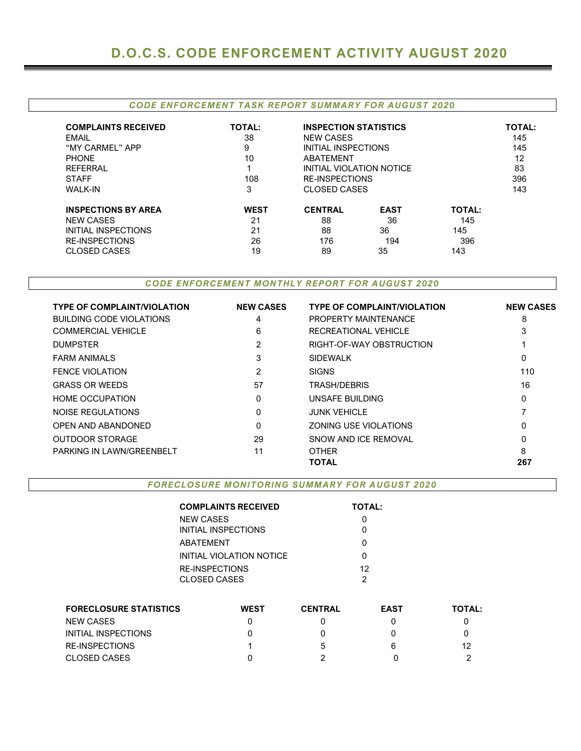# D.O.C.S. CODE ENFORCEMENT ACTIVITY AUGUST 2020

## *CODE ENFORCEMENT TASK REPORT SUMMARY FOR AUGUST 2020*

| COMPLAINTS RECEIVED | TOTAL: | INSPECTION STATISTICS | TOTAL: |
|---|---|---|---|
| EMAIL | 38 | NEW CASES | 145 |
| "MY CARMEL" APP | 9 | INITIAL INSPECTIONS | 145 |
| PHONE | 10 | ABATEMENT | 12 |
| REFERRAL | 1 | INITIAL VIOLATION NOTICE | 83 |
| STAFF | 108 | RE-INSPECTIONS | 396 |
| WALK-IN | 3 | CLOSED CASES | 143 |

| INSPECTIONS BY AREA | WEST | CENTRAL | EAST | TOTAL: |
|---|---|---|---|---|
| NEW CASES | 21 | 88 | 36 | 145 |
| INITIAL INSPECTIONS | 21 | 88 | 36 | 145 |
| RE-INSPECTIONS | 26 | 176 | 194 | 396 |
| CLOSED CASES | 19 | 89 | 35 | 143 |

## *CODE ENFORCEMENT MONTHLY REPORT FOR AUGUST 2020*

| TYPE OF COMPLAINT/VIOLATION | NEW CASES | TYPE OF COMPLAINT/VIOLATION | NEW CASES |
|---|---|---|---|
| BUILDING CODE VIOLATIONS | 4 | PROPERTY MAINTENANCE | 8 |
| COMMERCIAL VEHICLE | 6 | RECREATIONAL VEHICLE | 3 |
| DUMPSTER | 2 | RIGHT-OF-WAY OBSTRUCTION | 1 |
| FARM ANIMALS | 3 | SIDEWALK | 0 |
| FENCE VIOLATION | 2 | SIGNS | 110 |
| GRASS OR WEEDS | 57 | TRASH/DEBRIS | 16 |
| HOME OCCUPATION | 0 | UNSAFE BUILDING | 0 |
| NOISE REGULATIONS | 0 | JUNK VEHICLE | 7 |
| OPEN AND ABANDONED | 0 | ZONING USE VIOLATIONS | 0 |
| OUTDOOR STORAGE | 29 | SNOW AND ICE REMOVAL | 0 |
| PARKING IN LAWN/GREENBELT | 11 | OTHER | 8 |
| | | **TOTAL** | **267** |

## *FORECLOSURE MONITORING SUMMARY FOR AUGUST 2020*

| COMPLAINTS RECEIVED | TOTAL: |
|---|---|
| NEW CASES | 0 |
| INITIAL INSPECTIONS | 0 |
| ABATEMENT | 0 |
| INITIAL VIOLATION NOTICE | 0 |
| RE-INSPECTIONS | 12 |
| CLOSED CASES | 2 |

| FORECLOSURE STATISTICS | WEST | CENTRAL | EAST | TOTAL: |
|---|---|---|---|---|
| NEW CASES | 0 | 0 | 0 | 0 |
| INITIAL INSPECTIONS | 0 | 0 | 0 | 0 |
| RE-INSPECTIONS | 1 | 5 | 6 | 12 |
| CLOSED CASES | 0 | 2 | 0 | 2 |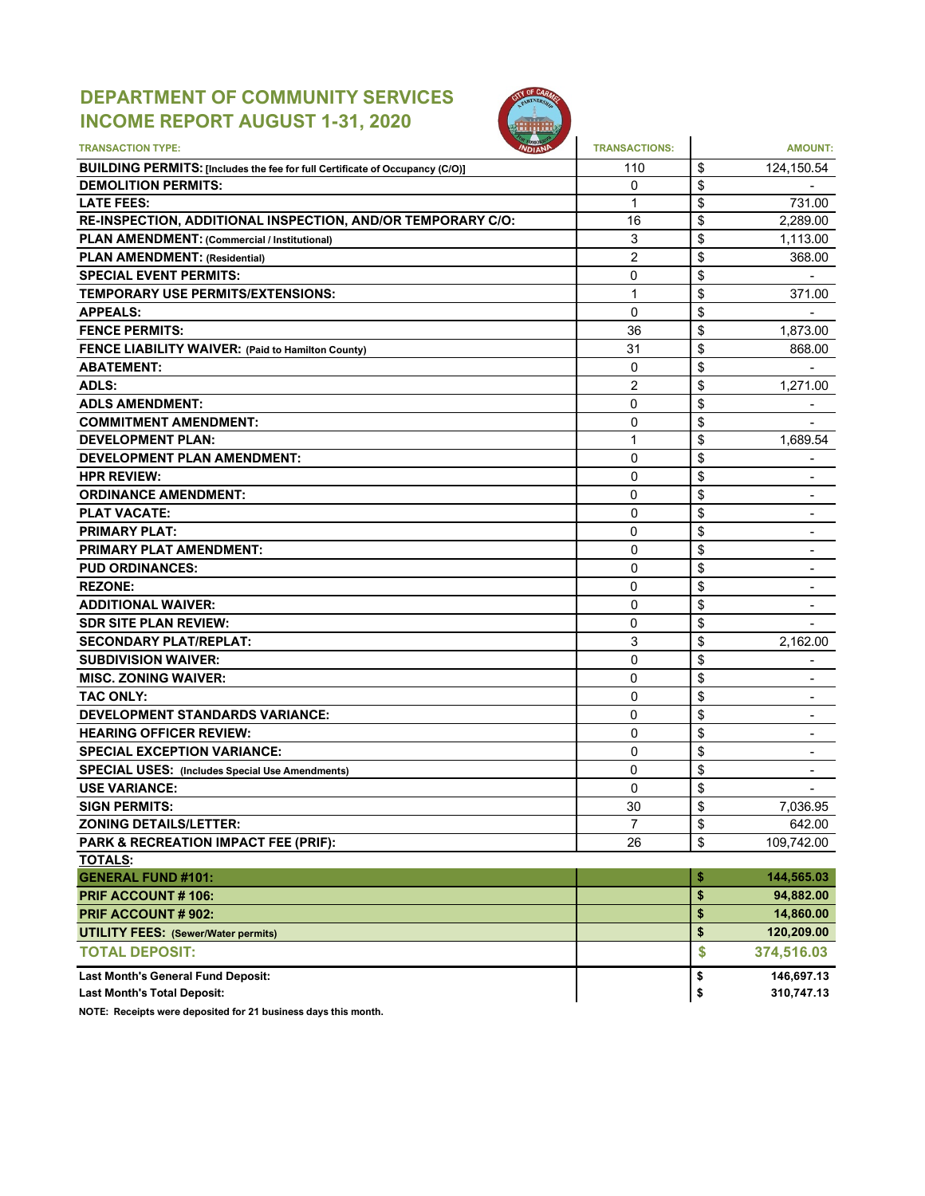# DEPARTMENT OF COMMUNITY SERVICES
## INCOME REPORT AUGUST 1-31, 2020

| TRANSACTION TYPE: | TRANSACTIONS: | AMOUNT: |
|---|---|---|
| **BUILDING PERMITS: [Includes the fee for full Certificate of Occupancy (C/O)]** | 110 | $ 124,150.54 |
| **DEMOLITION PERMITS:** | 0 | $ - |
| **LATE FEES:** | 1 | $ 731.00 |
| **RE-INSPECTION, ADDITIONAL INSPECTION, AND/OR TEMPORARY C/O:** | 16 | $ 2,289.00 |
| **PLAN AMENDMENT: (Commercial / Institutional)** | 3 | $ 1,113.00 |
| **PLAN AMENDMENT: (Residential)** | 2 | $ 368.00 |
| **SPECIAL EVENT PERMITS:** | 0 | $ - |
| **TEMPORARY USE PERMITS/EXTENSIONS:** | 1 | $ 371.00 |
| **APPEALS:** | 0 | $ - |
| **FENCE PERMITS:** | 36 | $ 1,873.00 |
| **FENCE LIABILITY WAIVER: (Paid to Hamilton County)** | 31 | $ 868.00 |
| **ABATEMENT:** | 0 | $ - |
| **ADLS:** | 2 | $ 1,271.00 |
| **ADLS AMENDMENT:** | 0 | $ - |
| **COMMITMENT AMENDMENT:** | 0 | $ - |
| **DEVELOPMENT PLAN:** | 1 | $ 1,689.54 |
| **DEVELOPMENT PLAN AMENDMENT:** | 0 | $ - |
| **HPR REVIEW:** | 0 | $ - |
| **ORDINANCE AMENDMENT:** | 0 | $ - |
| **PLAT VACATE:** | 0 | $ - |
| **PRIMARY PLAT:** | 0 | $ - |
| **PRIMARY PLAT AMENDMENT:** | 0 | $ - |
| **PUD ORDINANCES:** | 0 | $ - |
| **REZONE:** | 0 | $ - |
| **ADDITIONAL WAIVER:** | 0 | $ - |
| **SDR SITE PLAN REVIEW:** | 0 | $ - |
| **SECONDARY PLAT/REPLAT:** | 3 | $ 2,162.00 |
| **SUBDIVISION WAIVER:** | 0 | $ - |
| **MISC. ZONING WAIVER:** | 0 | $ - |
| **TAC ONLY:** | 0 | $ - |
| **DEVELOPMENT STANDARDS VARIANCE:** | 0 | $ - |
| **HEARING OFFICER REVIEW:** | 0 | $ - |
| **SPECIAL EXCEPTION VARIANCE:** | 0 | $ - |
| **SPECIAL USES: (Includes Special Use Amendments)** | 0 | $ - |
| **USE VARIANCE:** | 0 | $ - |
| **SIGN PERMITS:** | 30 | $ 7,036.95 |
| **ZONING DETAILS/LETTER:** | 7 | $ 642.00 |
| **PARK & RECREATION IMPACT FEE (PRIF):** | 26 | $ 109,742.00 |
| **TOTALS:** | | |
| **GENERAL FUND #101:** | | **$ 144,565.03** |
| **PRIF ACCOUNT # 106:** | | **$ 94,882.00** |
| **PRIF ACCOUNT # 902:** | | **$ 14,860.00** |
| **UTILITY FEES: (Sewer/Water permits)** | | **$ 120,209.00** |
| **TOTAL DEPOSIT:** | | **$ 374,516.03** |
| **Last Month's General Fund Deposit:** | | **$ 146,697.13** |
| **Last Month's Total Deposit:** | | **$ 310,747.13** |

**NOTE: Receipts were deposited for 21 business days this month.**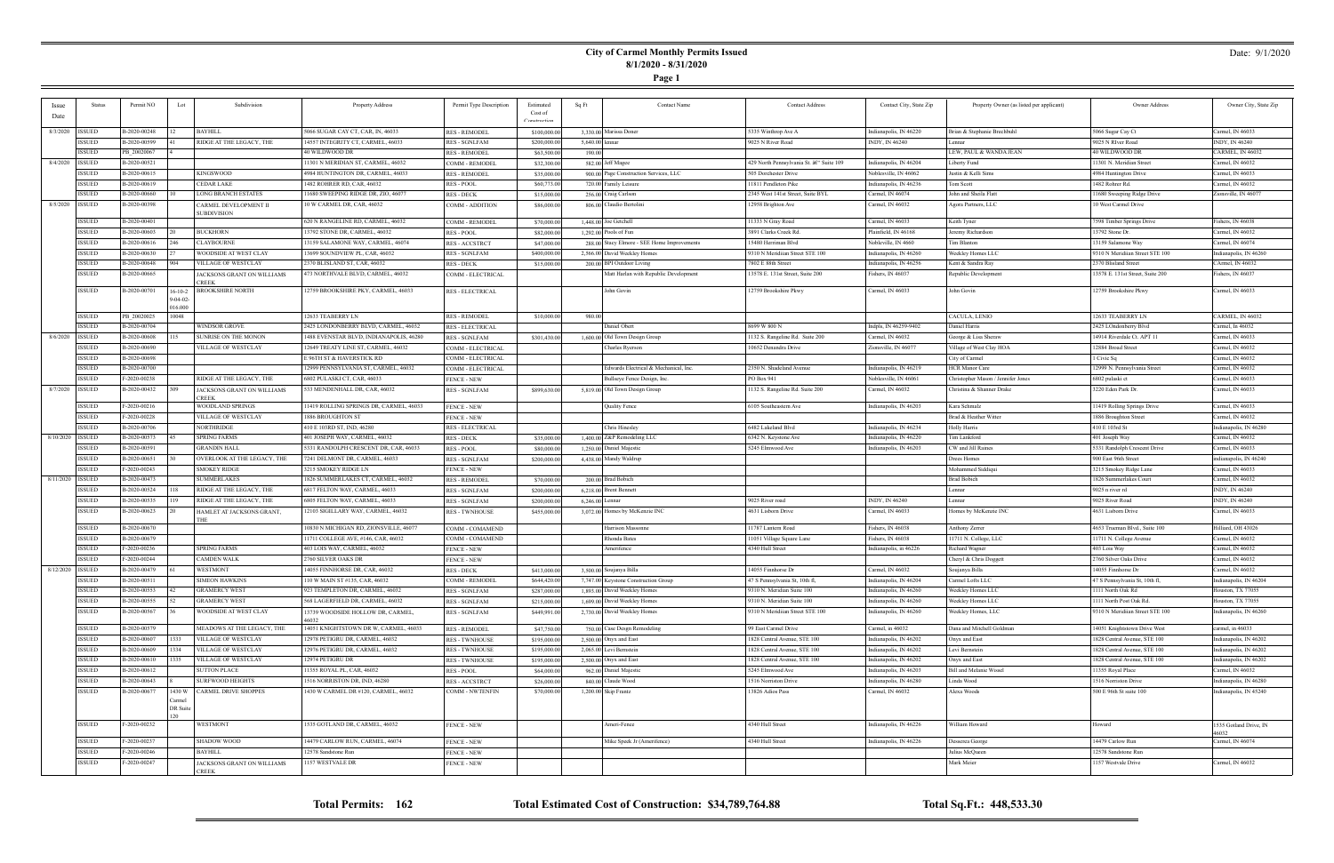# City of Carmel Monthly Permits Issued

**8/1/2020 - 8/31/2020**

Date: 9/1/2020

| Issue Date | Status | Permit NO | Lot | Subdivision | Property Address | Permit Type Description | Estimated Cost of Construction | Sq Ft | Contact Name | Contact Address | Contact City, State Zip | Property Owner (as listed per applicant) | Owner Address | Owner City, State Zip |
|---|---|---|---|---|---|---|---|---|---|---|---|---|---|---|
| 8/3/2020 | ISSUED | B-2020-00248 | 12 | BAYHILL | 5066 SUGAR CAY CT, CAR, IN, 46033 | RES - REMODEL | $100,000.00 | 3,330.00 | Marissa Domer | 5335 Winthrop Ave A | Indianapolis, IN 46220 | Brian & Stephanie Brechbuhl | 5066 Sugar Cay Ct | Carmel, IN 46033 |
| | ISSUED | B-2020-00599 | 41 | RIDGE AT THE LEGACY, THE | 14557 INTEGRITY CT, CARMEL, 46033 | RES - SGNLFAM | $200,000.00 | 5,640.00 | lennar | 9025 N River Road | INDY, IN 46240 | Lennar | 9025 N River Road | INDY, IN 46240 |
| | ISSUED | PB_20020067 | 4 | | 40 WILDWOOD DR | RES - REMODEL | $63,500.00 | 190.00 | | | | LEW, PAUL & WANDA JEAN | 40 WILDWOOD DR | CARMEL, IN 46032 |
| 8/4/2020 | ISSUED | B-2020-00521 | | | 11301 N MERIDIAN ST, CARMEL, 46032 | COMM - REMODEL | $32,300.00 | 582.00 | Jeff Magee | 429 North Pennsylvania St. â€" Suite 109 | Indianapolis, IN 46204 | Liberty Fund | 11301 N. Meridian Street | Carmel, IN 46032 |
| | ISSUED | B-2020-00615 | | KINGSWOOD | 4984 HUNTINGTON DR, CARMEL, 46033 | RES - REMODEL | $35,000.00 | 900.00 | Page Construction Services, LLC | 505 Dorchester Drive | Noblesville, IN 46062 | Justin & Kelli Sims | 4984 Huntington Drive | Carmel, IN 46033 |
| | ISSUED | B-2020-00619 | | CEDAR LAKE | 1482 ROHRER RD, CAR, 46032 | RES - POOL | $60,773.00 | 720.00 | Family Leisure | 11811 Pendleton Pike | Indianapolis, IN 46236 | Tom Scott | 1482 Rohrer Rd. | Carmel, IN 46032 |
| | ISSUED | B-2020-00660 | 10 | LONG BRANCH ESTATES | 11680 SWEEPING RIDGE DR, ZIO, 46077 | RES - DECK | $15,000.00 | 256.00 | Craig Carlson | 2345 West 141st Street, Suite BYL | Carmel, IN 46074 | John and Sheila Flatt | 11680 Sweeping Ridge Drive | Zionsville, IN 46077 |
| 8/5/2020 | ISSUED | B-2020-00398 | | CARMEL DEVELOPMENT II SUBDIVISION | 10 W CARMEL DR, CAR, 46032 | COMM - ADDITION | $86,000.00 | 806.00 | Claudio Bertolini | 12958 Brighton Ave | Carmel, IN 46032 | Agora Partners, LLC | 10 West Carmel Drive | |
| | ISSUED | B-2020-00401 | | | 620 N RANGELINE RD, CARMEL, 46032 | COMM - REMODEL | $70,000.00 | 1,448.00 | Joe Getchell | 11333 N Gray Road | Carmel, IN 46033 | Keith Tyner | 7598 Timber Springs Drive | Fishers, IN 46038 |
| | ISSUED | B-2020-00603 | 20 | BUCKHORN | 13792 STONE DR, CARMEL, 46032 | RES - POOL | $82,000.00 | 1,292.00 | Pools of Fun | 3891 Clarks Creek Rd. | Plainfield, IN 46168 | Jeremy Richardson | 13792 Stone Dr. | Carmel, IN 46032 |
| | ISSUED | B-2020-00616 | 246 | CLAYBOURNE | 13159 SALAMONE WAY, CARMEL, 46074 | RES - ACCSTRCT | $47,000.00 | 288.00 | Stacy Elmore - SEE Home Improvements | 15480 Herriman Blvd | Noblesville, IN 4660 | Tim Blanton | 13159 Salamone Way | Carmel, IN 46074 |
| | ISSUED | B-2020-00630 | 27 | WOODSIDE AT WEST CLAY | 13699 SOUNDVIEW PL, CAR, 46032 | RES - SGNLFAM | $400,000.00 | 2,866.00 | David Weekley Homes | 9310 N Meridian Street STE 100 | Indianapolis, IN 46260 | Weekley Homes LLC | 9310 N Meridian Street STE 100 | Indianapolis, IN 46260 |
| | ISSUED | B-2020-00648 | 904 | VILLAGE OF WESTCLAY | 2370 BLISLAND ST, CAR, 46032 | RES - DECK | $15,000.00 | 200.00 | BPI Outdoor Living | 7802 E 88th Street | Indianapolis, IN 46256 | Kent & Sandra Ray | 2370 Blisland Street | CArmel, IN 46032 |
| | ISSUED | B-2020-00665 | | JACKSONS GRANT ON WILLIAMS CREEK | 473 NORTHVALE BLVD, CARMEL, 46032 | COMM - ELECTRICAL | | | Matt Harlan with Republic Development | 13578 E. 131st Street, Suite 200 | Fishers, IN 46037 | Republic Development | 13578 E. 131st Street, Suite 200 | Fishers, IN 46037 |
| | ISSUED | B-2020-00701 | 16-10-2 9-04-02-016.000 | BROOKSHIRE NORTH | 12759 BROOKSHIRE PKY, CARMEL, 46033 | RES - ELECTRICAL | | | John Govin | 12759 Brookshire Pkwy | Carmel, IN 46033 | John Govin | 12759 Brookshire Pkwy | Carmel, IN 46033 |
| | ISSUED | PB_20020025 | 10048 | | 12633 TEABERRY LN | RES - REMODEL | $10,000.00 | 980.00 | | | | CACULA, LENIO | 12633 TEABERRY LN | CARMEL, IN 46032 |
| | ISSUED | B-2020-00704 | | WINDSOR GROVE | 2425 LONDONBERRY BLVD, CARMEL, 46032 | RES - ELECTRICAL | | | Daniel Obert | 8699 W 800 N | Indpls, IN 46259-9402 | Daniel Harris | 2425 LOndonberry Blvd | Carmel, In 46032 |
| 8/6/2020 | ISSUED | B-2020-00608 | 115 | SUNRISE ON THE MONON | 1488 EVENSTAR BLVD, INDIANAPOLIS, 46280 | RES - SGNLFAM | $301,430.00 | 1,600.00 | Old Town Design Group | 1132 S. Rangeline Rd. Suite 200 | Carmel, IN 46032 | George & Lisa Sheraw | 14914 Riverdale Ct. APT 11 | Carmel, IN 46033 |
| | ISSUED | B-2020-00690 | | VILLAGE OF WESTCLAY | 12649 TREATY LINE ST, CARMEL, 46032 | COMM - ELECTRICAL | | | Charles Ryerson | 10652 Danandra Drive | Zionsville, IN 46077 | Village of West Clay HOA | 12884 Broad Street | Carmel, IN 46032 |
| | ISSUED | B-2020-00698 | | | E 96TH ST & HAVERSTICK RD | COMM - ELECTRICAL | | | | | | City of Carmel | 1 Civic Sq | Carmel, IN 46032 |
| | ISSUED | B-2020-00700 | | | 12999 PENNSYLVANIA ST, CARMEL, 46032 | COMM - ELECTRICAL | | | Edwards Electrical & Mechanical, Inc. | 2350 N. Shadeland Avenue | Indianapolis, IN 46219 | HCR Manor Care | 12999 N. Pennsylvania Street | Carmel, IN 46032 |
| | ISSUED | F-2020-00238 | | RIDGE AT THE LEGACY, THE | 6802 PULASKI CT, CAR, 46033 | FENCE - NEW | | | Bullseye Fence Design, Inc. | PO Box 941 | Noblesville, IN 46061 | Christopher Mason / Jennifer Jones | 6802 pulaski ct | Carmel, IN 46033 |
| 8/7/2020 | ISSUED | B-2020-00432 | 309 | JACKSONS GRANT ON WILLIAMS CREEK | 533 MENDENHALL DR, CAR, 46032 | RES - SGNLFAM | $899,630.00 | 5,819.00 | Old Town Design Group | 1132 S. Rangeline Rd. Suite 200 | Carmel, IN 46032 | Christina & Shanner Drake | 3220 Eden Park Dr. | Carmel, IN 46033 |
| | ISSUED | F-2020-00216 | | WOODLAND SPRINGS | 11419 ROLLING SPRINGS DR, CARMEL, 46033 | FENCE - NEW | | | Quality Fence | 6105 Southeastern Ave | Indianapolis, IN 46203 | Kara Schmalz | 11419 Rolling Springs Drive | Carmel, IN 46033 |
| | ISSUED | F-2020-00228 | | VILLAGE OF WESTCLAY | 1886 BROUGHTON ST | FENCE - NEW | | | | | | Brad & Heather Witter | 1886 Broughton Street | Carmel, IN 46032 |
| | ISSUED | B-2020-00706 | | NORTHRIDGE | 410 E 103RD ST, IND, 46280 | RES - ELECTRICAL | | | Chris Hinesley | 6482 Lakeland Blvd | Indianapolis, IN 46234 | Holly Harris | 410 E 103rd St | Indianapolis, IN 46280 |
| 8/10/2020 | ISSUED | B-2020-00573 | 45 | SPRING FARMS | 401 JOSEPH WAY, CARMEL, 46032 | RES - DECK | $35,000.00 | 1,400.00 | Z&P Remodeling LLC | 6342 N. Keystone Ave | Indianapolis, IN 46220 | Tim Lankford | 401 Joseph Way | Carmel, IN 46032 |
| | ISSUED | B-2020-00591 | | GRANDIN HALL | 5331 RANDOLPH CRESCENT DR, CAR, 46033 | RES - POOL | $80,000.00 | 1,250.00 | Daniel Majestic | 5245 Elmwood Ave | Indianapolis, IN 46203 | CW and Jill Remes | 5331 Randolph Crescent Drive | Carmel, IN 46033 |
| | ISSUED | B-2020-00651 | 30 | OVERLOOK AT THE LEGACY, THE | 7241 DELMONT DR, CARMEL, 46033 | RES - SGNLFAM | $200,000.00 | 4,438.00 | Mandy Waldrup | | | Drees Homes | 900 East 96th Street | indianapolis, IN 46240 |
| | ISSUED | F-2020-00243 | | SMOKEY RIDGE | 3215 SMOKEY RIDGE LN | FENCE - NEW | | | | | | Mohammed Siddiqui | 3215 Smokey Ridge Lane | Carmel, IN 46033 |
| 8/11/2020 | ISSUED | B-2020-00473 | | SUMMERLAKES | 1826 SUMMERLAKES CT, CARMEL, 46032 | RES - REMODEL | $70,000.00 | 200.00 | Brad Bobich | | | Brad Bobich | 1826 Summerlakes Court | Carmel, IN 46032 |
| | ISSUED | B-2020-00524 | 118 | RIDGE AT THE LEGACY, THE | 6817 FELTON WAY, CARMEL, 46033 | RES - SGNLFAM | $200,000.00 | 6,218.00 | Brent Bennett | | | Lennar | 9025 n river rd | INDY, IN 46240 |
| | ISSUED | B-2020-00535 | 119 | RIDGE AT THE LEGACY, THE | 6805 FELTON WAY, CARMEL, 46033 | RES - SGNLFAM | $200,000.00 | 6,246.00 | Lennar | 9025 River road | INDY, IN 46240 | Lennar | 9025 River Road | INDY, IN 46240 |
| | ISSUED | B-2020-00623 | 20 | HAMLET AT JACKSONS GRANT, THE | 12105 SIGILLARY WAY, CARMEL, 46032 | RES - TWNHOUSE | $455,000.00 | 3,072.00 | Homes by McKenzie INC | 4631 Lisborn Drive | Carmel, IN 46033 | Homes by McKenzie INC | 4631 Lisborn Drive | Carmel, IN 46033 |
| | ISSUED | B-2020-00670 | | | 10830 N MICHIGAN RD, ZIONSVILLE, 46077 | COMM - COMAMEND | | | Harrison Mussonne | 11787 Lantern Road | Fishers, IN 46038 | Anthony Zerrer | 4653 Trueman Blvd., Suite 100 | Hilliard, OH 43026 |
| | ISSUED | B-2020-00679 | | | 11711 COLLEGE AVE, #146, CAR, 46032 | COMM - COMAMEND | | | Rhonda Bates | 11051 Village Square Lane | Fishers, IN 46038 | 11711 N. College, LLC | 11711 N. College Avenue | Carmel, IN 46032 |
| | ISSUED | F-2020-00236 | | SPRING FARMS | 403 LOIS WAY, CARMEL, 46032 | FENCE - NEW | | | Amerifence | 4340 Hull Street | Indianapolis, in 46226 | Richard Wagner | 403 Lois Way | Carmel, IN 46032 |
| | ISSUED | F-2020-00244 | | CAMDEN WALK | 2760 SILVER OAKS DR | FENCE - NEW | | | | | | Cheryl & Chris Doggett | 2760 Silver Oaks Drive | Carmel, IN 46032 |
| 8/12/2020 | ISSUED | B-2020-00479 | 61 | WESTMONT | 14055 FINNHORSE DR, CAR, 46032 | RES - DECK | $413,000.00 | 3,500.00 | Soujanya Billa | 14055 Finnhorse Dr | Carmel, IN 46032 | Soujanya Billa | 14055 Finnhorse Dr | Carmel, IN 46032 |
| | ISSUED | B-2020-00511 | | SIMEON HAWKINS | 110 W MAIN ST #135, CAR, 46032 | COMM - REMODEL | $644,420.00 | 7,747.00 | Keystone Construction Group | 47 S Pennsylvania St, 10th fl, | Indianapolis, IN 46204 | Carmel Lofts LLC | 47 S Pennsylvania St, 10th fl, | Indianapolis, IN 46204 |
| | ISSUED | B-2020-00553 | 42 | GRAMERCY WEST | 923 TEMPLETON DR, CARMEL, 46032 | RES - SGNLFAM | $287,000.00 | 1,893.00 | David Weekley Homes | 9310 N. Meridian Suite 100 | Indianapolis, IN 46260 | Weekley Homes LLC | 1111 North Oak Rd | Houston, TX 77055 |
| | ISSUED | B-2020-00555 | 52 | GRAMERCY WEST | 568 LAGERFIELD DR, CARMEL, 46032 | RES - SGNLFAM | $215,000.00 | 1,609.00 | David Weekley Homes | 9310 N. Meridian Suite 100 | Indianapolis, IN 46260 | Weekley Homes LLC | 1111 North Post Oak Rd. | Houston, TX 77055 |
| | ISSUED | B-2020-00567 | 36 | WOODSIDE AT WEST CLAY | 13739 WOODSIDE HOLLOW DR, CARMEL, 46032 | RES - SGNLFAM | $449,991.00 | 2,730.00 | David Weekley Homes | 9310 N Meridian Street STE 100 | Indianapolis, IN 46260 | Weekley Homes, LLC | 9310 N Meridian Street STE 100 | Indianapolis, IN 46260 |
| | ISSUED | B-2020-00579 | | MEADOWS AT THE LEGACY, THE | 14051 KNIGHTSTOWN DR W, CARMEL, 46033 | RES - REMODEL | $47,750.00 | 750.00 | Case Design Remodeling | 99 East Carmel Drive | Carmel, in 46032 | Dana and Mitchell Goldman | 14051 Knightstown Drive West | carmel, in 46033 |
| | ISSUED | B-2020-00607 | 1333 | VILLAGE OF WESTCLAY | 12978 PETIGRU DR, CARMEL, 46032 | RES - TWNHOUSE | $195,000.00 | 2,500.00 | Onyx and East | 1828 Central Avenue, STE 100 | Indianapolis, IN 46202 | Onyx and East | 1828 Central Avenue, STE 100 | Indianapolis, IN 46202 |
| | ISSUED | B-2020-00609 | 1334 | VILLAGE OF WESTCLAY | 12976 PETIGRU DR, CARMEL, 46032 | RES - TWNHOUSE | $195,000.00 | 2,065.00 | Levi Bernstein | 1828 Central Avenue, STE 100 | Indianapolis, IN 46202 | Levi Bernstein | 1828 Central Avenue, STE 100 | Indianapolis, IN 46202 |
| | ISSUED | B-2020-00610 | 1335 | VILLAGE OF WESTCLAY | 12974 PETIGRU DR | RES - TWNHOUSE | $195,000.00 | 2,500.00 | Onyx and East | 1828 Central Avenue, STE 100 | Indianapolis, IN 46202 | Onyx and East | 1828 Central Avenue, STE 100 | Indianapolis, IN 46202 |
| | ISSUED | B-2020-00612 | | SUTTON PLACE | 11355 ROYAL PL, CAR, 46032 | RES - POOL | $64,000.00 | 962.00 | Daniel Majestic | 5245 Elmwood Ave | Indianapolis, IN 46203 | Bill and Melanie Wissel | 11355 Royal Place | Carmel, IN 46032 |
| | ISSUED | B-2020-00643 | 8 | SURFWOOD HEIGHTS | 1516 NORRISTON DR, IND, 46280 | RES - ACCSTRCT | $26,000.00 | 840.00 | Claude Wood | 1516 Norriston Drive | Indianapolis, IN 46280 | Linda Wood | 1516 Norriston Drive | Indianapolis, IN 46280 |
| | ISSUED | B-2020-00677 | 1430 W Carmel DR Suite 120 | CARMEL DRIVE SHOPPES | 1430 W CARMEL DR #120, CARMEL, 46032 | COMM - NWTENFIN | $70,000.00 | 1,200.00 | Skip Frantz | 13826 Adios Pass | Carmel, IN 46032 | Alexa Woods | 500 E 96th St suite 100 | Indianapolis, IN 45240 |
| | ISSUED | F-2020-00232 | | WESTMONT | 1535 GOTLAND DR, CARMEL, 46032 | FENCE - NEW | | | Ameri-Fence | 4340 Hull Street | Indianapolis, IN 46226 | William Howard | Howard | 1535 Gotland Drive, IN 46032 |
| | ISSUED | F-2020-00237 | | SHADOW WOOD | 14479 CARLOW RUN, CARMEL, 46074 | FENCE - NEW | | | Mike Speck Jr (Amerifence) | 4340 Hull Street | Indianapolis, IN 46226 | Dasaeeza George | 14479 Carlow Run | Carmel, IN 46074 |
| | ISSUED | F-2020-00246 | | BAYHILL | 12578 Sandstone Run | FENCE - NEW | | | | | | Julius McQueen | 12578 Sandstone Run | |
| | ISSUED | F-2020-00247 | | JACKSONS GRANT ON WILLIAMS CREEK | 1157 WESTVALE DR | FENCE - NEW | | | | | | Mark Meier | 1157 Westvale Drive | Carmel, IN 46032 |

**Total Permits: 162** **Total Estimated Cost of Construction: $34,789,764.88** **Total Sq.Ft.: 448,533.30**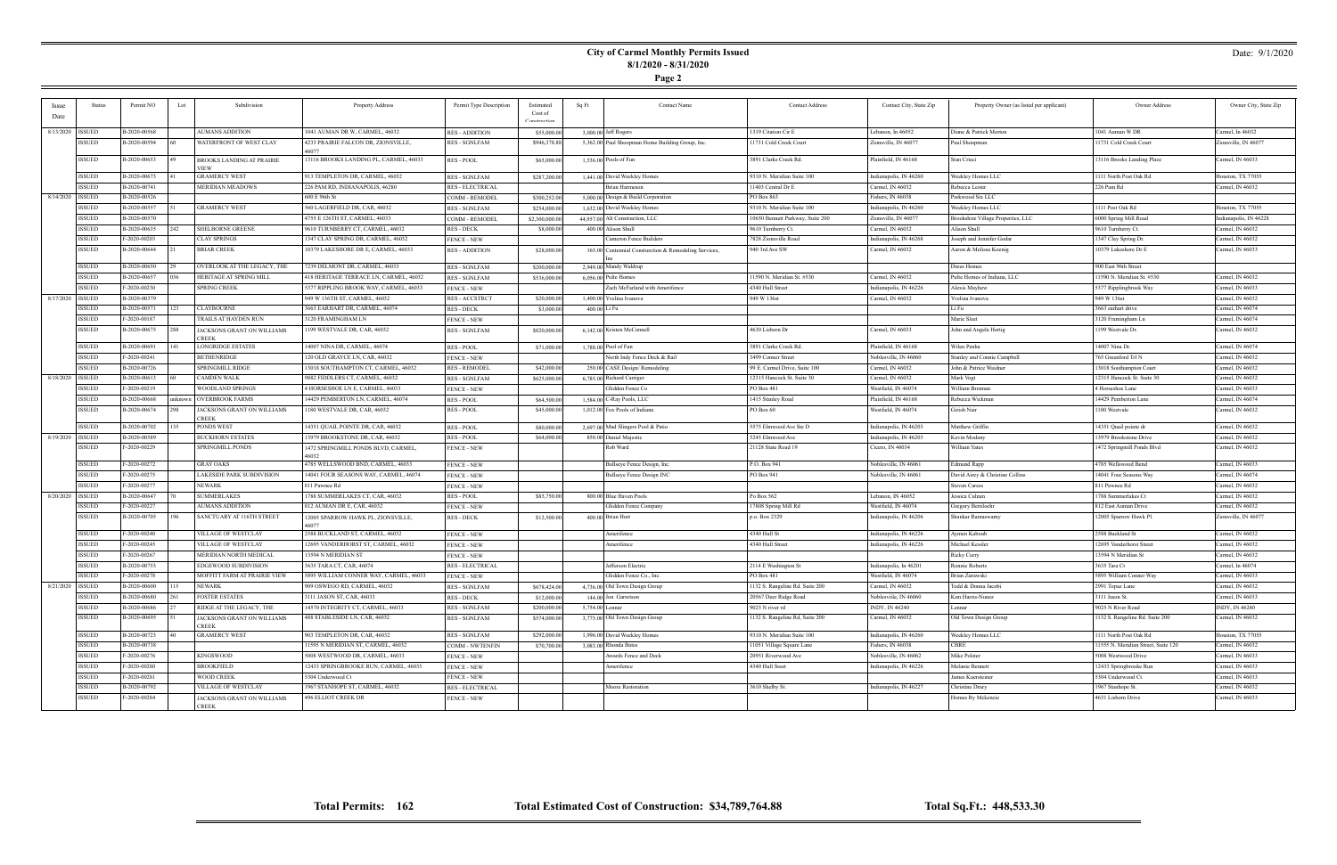# City of Carmel Monthly Permits Issued

**8/1/2020 - 8/31/2020**

Date: 9/1/2020

| Issue Date | Status | Permit NO | Lot | Subdivision | Property Address | Permit Type Description | Estimated Cost of Construction | Sq Ft | Contact Name | Contact Address | Contact City, State Zip | Property Owner (as listed per applicant) | Owner Address | Owner City, State Zip |
|---|---|---|---|---|---|---|---|---|---|---|---|---|---|---|
| 8/13/2020 | ISSUED | B-2020-00568 | | AUMANS ADDITION | 1041 AUMAN DR W, CARMEL, 46032 | RES - ADDITION | $55,000.00 | 3,000.00 | Jeff Rogers | 1319 Citation Cir E | Lebanon, In 46052 | Diane & Patrick Morton | 1041 Auman W DR | Carmel, In 46032 |
| | ISSUED | B-2020-00594 | 60 | WATERFRONT OF WEST CLAY | 4233 PRAIRIE FALCON DR, ZIONSVILLE, 46077 | RES - SGNLFAM | $946,378.88 | 5,362.00 | Paul Shoopman Home Building Group, Inc. | 11731 Cold Creek Court | Zionsville, IN 46077 | Paul Shoopman | 11731 Cold Creek Court | Zionsville, IN 46077 |
| | ISSUED | B-2020-00653 | 49 | BROOKS LANDING AT PRAIRIE VIEW | 13116 BROOKS LANDING PL, CARMEL, 46033 | RES - POOL | $65,000.00 | 1,536.00 | Pools of Fun | 3891 Clarks Creek Rd. | Plainfield, IN 46168 | Stan Crisci | 13116 Brooks Landing Place | Carmel, IN 46033 |
| | ISSUED | B-2020-00673 | 41 | GRAMERCY WEST | 913 TEMPLETON DR, CARMEL, 46032 | RES - SGNLFAM | $287,200.00 | 1,441.00 | David Weekley Homes | 9310 N. Meridian Suite 100 | Indianapolis, IN 46260 | Weekley Homes LLC | 1111 North Post Oak Rd | Houston, TX 77055 |
| | ISSUED | B-2020-00741 | | MERIDIAN MEADOWS | 226 PAM RD, INDIANAPOLIS, 46280 | RES - ELECTRICAL | | | Brian Harmeson | 11405 Central Dr E | Carmel, IN 46032 | Rebecca Lester | 226 Pam Rd | Carmel, IN 46032 |
| 8/14/2020 | ISSUED | B-2020-00526 | | | 600 E 96th St | COMM - REMODEL | $300,252.00 | 5,000.00 | Design & Build Corporation | PO Box 863 | Fishers, IN 46038 | Parkwood Six LLC | | |
| | ISSUED | B-2020-00557 | 51 | GRAMERCY WEST | 560 LAGERFIELD DR, CAR, 46032 | RES - SGNLFAM | $254,000.00 | 1,632.00 | David Weekley Homes | 9310 N. Meridian Suite 100 | Indianapolis, IN 46260 | Weekley Homes LLC | 1111 Post Oak Rd | Houston, TX 77055 |
| | ISSUED | B-2020-00570 | | | 4755 E 126TH ST, CARMEL, 46033 | COMM - REMODEL | $2,300,000.00 | 44,957.00 | Alt Construction, LLC | 10650 Bennett Parkway, Suite 200 | Zionsville, IN 46077 | Brookshire Village Properties, LLC | 6000 Spring Mill Road | Indianapolis, IN 46228 |
| | ISSUED | B-2020-00635 | 242 | SHELBORNE GREENE | 9610 TURNBERRY CT, CARMEL, 46032 | RES - DECK | $8,000.00 | 400.00 | Alison Shull | 9610 Turnberry Ct. | Carmel, IN 46032 | Alison Shull | 9610 Turnberry Ct. | Carmel, IN 46032 |
| | ISSUED | F-2020-00203 | | CLAY SPRINGS | 1347 CLAY SPRING DR, CARMEL, 46032 | FENCE - NEW | | | Cameron Fence Builders | 7828 Zionsville Road | Indianapolis, IN 46268 | Joseph and Jennifer Godar | 1347 Clay Spring Dr. | Carmel, IN 46032 |
| | ISSUED | B-2020-00644 | 21 | BRIAR CREEK | 10379 LAKESHORE DR E, CARMEL, 46033 | RES - ADDITION | $28,000.00 | 165.00 | Centennial Construction & Remodeling Services, Inc | 940 3rd Ave SW | Carmel, IN 46032 | Aaron & Melissa Koenig | 10379 Lakeshore Dr E | Carmel, IN 46033 |
| | ISSUED | B-2020-00650 | 29 | OVERLOOK AT THE LEGACY, THE | 7239 DELMONT DR, CARMEL, 46033 | RES - SGNLFAM | $200,000.00 | 2,949.00 | Mandy Waldrup | | | Drees Homes | 900 East 96th Street | |
| | ISSUED | B-2020-00657 | 056 | HERITAGE AT SPRING MILL | 418 HERITAGE TERRACE LN, CARMEL, 46032 | RES - SGNLFAM | $536,000.00 | 6,056.00 | Pulte Homes | 11590 N. Meridian St. #530 | Carmel, IN 46032 | Pulte Homes of Indiana, LLC | 11590 N. Meridian St. #530 | Carmel, IN 46032 |
| | ISSUED | F-2020-00230 | | SPRING CREEK | 5377 RIPPLING BROOK WAY, CARMEL, 46033 | FENCE - NEW | | | Zach McFarland with Amerifence | 4340 Hull Street | Indianapolis, IN 46226 | Alexis Mayhew | 5377 Ripplingbrook Way | Carmel, IN 46033 |
| 8/17/2020 | ISSUED | B-2020-00379 | | | 949 W 136TH ST, CARMEL, 46032 | RES - ACCSTRCT | $20,000.00 | 1,400.00 | Yvelina Ivanova | 949 W 136st | Carmel, IN 46032 | Yvelina Ivanova | 949 W 136st | Carmel, IN 46032 |
| | ISSUED | B-2020-00571 | 123 | CLAYBOURNE | 5663 EARHART DR, CARMEL, 46074 | RES - DECK | $3,000.00 | 400.00 | Li Fu | | | Li Fu | 5663 earhart drive | Carmel, IN 46074 |
| | ISSUED | F-2020-00187 | | TRAILS AT HAYDEN RUN | 3120 FRAMINGHAM LN | FENCE - NEW | | | | | | Marie Sleet | 3120 Framingham Ln | Carmel, IN 46074 |
| | ISSUED | B-2020-00675 | 288 | JACKSONS GRANT ON WILLIAMS CREEK | 1199 WESTVALE DR, CAR, 46032 | RES - SGNLFAM | $820,000.00 | 6,342.00 | Kristen McConnell | 4630 Lisborn Dr | Carmel, IN 46033 | John and Angela Hertig | 1199 Westvale Dr. | Carmel, IN 46032 |
| | ISSUED | B-2020-00691 | 141 | LONGRIDGE ESTATES | 14007 NINA DR, CARMEL, 46074 | RES - POOL | $71,000.00 | 1,788.00 | Pool of Fun | 3891 Clarks Creek Rd. | Plainfield, IN 46168 | Wilen Penha | 14007 Nina Dr. | Carmel, IN 46074 |
| | ISSUED | F-2020-00241 | | BETHENRIDGE | 120 OLD GRAYCE LN, CAR, 46032 | FENCE - NEW | | | North Indy Fence Deck & Rail | 3499 Conner Street | Noblesville, IN 46060 | Stanley and Connie Campbell | 765 Greenford Trl N | Carmel, IN 46032 |
| | ISSUED | B-2020-00726 | | SPRINGMILL RIDGE | 13018 SOUTHAMPTON CT, CARMEL, 46032 | RES - REMODEL | $42,000.00 | 250.00 | CASE Design/ Remodeling | 99 E. Carmel Drive, Suite 100 | Carmel, IN 46032 | John & Patrice Waidner | 13018 Southampton Court | Carmel, IN 46032 |
| 8/18/2020 | ISSUED | B-2020-00613 | 60 | CAMDEN WALK | 9882 FIDDLERS CT, CARMEL, 46032 | RES - SGNLFAM | $625,000.00 | 6,785.00 | Richard Carriger | 12315 Hancock St. Suite 30 | Carmel, IN 46032 | Mark Vogt | 12315 Hancock St. Suite 30 | Carmel, IN 46032 |
| | ISSUED | F-2020-00219 | | WOODLAND SPRINGS | 4 HORSESHOE LN E, CARMEL, 46033 | FENCE - NEW | | | Glidden Fence Co | PO Box 481 | Westfield, IN 46074 | William Brennan | 4 Horseshoe Lane | Carmel, IN 46033 |
| | ISSUED | B-2020-00668 | unknown | OVERBROOK FARMS | 14429 PEMBERTON LN, CARMEL, 46074 | RES - POOL | $64,500.00 | 1,384.00 | C-Ray Pools, LLC | 1415 Stanley Road | Plainfield, IN 46168 | Rebecca Wickman | 14429 Pemberton Lane | Carmel, IN 46074 |
| | ISSUED | B-2020-00674 | 298 | JACKSONS GRANT ON WILLIAMS CREEK | 1180 WESTVALE DR, CAR, 46032 | RES - POOL | $45,000.00 | 1,012.00 | Fox Pools of Indiana | PO Box 60 | Westfield, IN 46074 | Girish Nair | 1180 Westvale | Carmel, IN 46032 |
| | ISSUED | B-2020-00702 | 135 | PONDS WEST | 14351 QUAIL POINTE DR, CAR, 46032 | RES - POOL | $80,000.00 | 2,697.00 | Mud Slingers Pool & Patio | 5575 Elmwood Ave Ste D | Indianapolis, IN 46203 | Matthew Griffin | 14351 Quail pointe dr | Carmel, IN 46032 |
| 8/19/2020 | ISSUED | B-2020-00589 | | BUCKHORN ESTATES | 13979 BROOKSTONE DR, CAR, 46032 | RES - POOL | $64,000.00 | 850.00 | Daniel Majestic | 5245 Elmwood Ave | Indianapolis, IN 46203 | Kevin Modany | 13979 Brookstone Drive | Carmel, IN 46032 |
| | ISSUED | F-2020-00229 | | SPRINGMILL PONDS | 1472 SPRINGMILL PONDS BLVD, CARMEL, 46032 | FENCE - NEW | | | Rob Ward | 21128 State Road 19 | Cicero, IN 46034 | William Yates | 1472 Springmill Ponds Blvd | Carmel, IN 46032 |
| | ISSUED | F-2020-00272 | | GRAY OAKS | 4785 WELLSWOOD BND, CARMEL, 46033 | FENCE - NEW | | | Bullseye Fence Design, Inc. | P.O. Box 941 | Noblesville, IN 46061 | Edmund Rapp | 4785 Wellswood Bend | Carmel, IN 46033 |
| | ISSUED | F-2020-00275 | | LAKESIDE PARK SUBDIVISION | 14041 FOUR SEASONS WAY, CARMEL, 46074 | FENCE - NEW | | | Bullseye Fence Design INC | PO Box 941 | Noblesville, IN 46061 | David Ainey & Christine Collins | 14041 Four Seasons Way | Carmel, IN 46074 |
| | ISSUED | F-2020-00277 | | NEWARK | 811 Pawnee Rd | FENCE - NEW | | | | | | Steven Caress | 811 Pawnee Rd | Carmel, IN 46032 |
| 8/20/2020 | ISSUED | B-2020-00647 | 70 | SUMMERLAKES | 1788 SUMMERLAKES CT, CAR, 46032 | RES - POOL | $85,750.00 | 800.00 | Blue Haven Pools | Po Box 562 | Lebanon, IN 46052 | Jessica Culnan | 1788 Summerlakes Ct. | Carmel, IN 46032 |
| | ISSUED | F-2020-00227 | | AUMANS ADDITION | 812 AUMAN DR E, CAR, 46032 | FENCE - NEW | | | Glidden Fence Company | 17808 Spring Mill Rd | Westfield, IN 46074 | Gregory Bernloehr | 812 East Auman Drive | Carmel, IN 46032 |
| | ISSUED | B-2020-00705 | 196 | SANCTUARY AT 116TH STREET | 12005 SPARROW HAWK PL, ZIONSVILLE, 46077 | RES - DECK | $12,500.00 | 400.00 | Brian Hart | p.o. Box 2329 | Indianapolis, IN 46206 | Shankar Ramaswamy | 12005 Sparrow Hawk Pl. | Zionsville, IN 46077 |
| | ISSUED | F-2020-00240 | | VILLAGE OF WESTCLAY | 2588 BUCKLAND ST, CARMEL, 46032 | FENCE - NEW | | | Amerifence | 4340 Hull St | Indianapolis, IN 46226 | Aymen Kaboub | 2588 Buckland St | Carmel, IN 46032 |
| | ISSUED | F-2020-00245 | | VILLAGE OF WESTCLAY | 12695 VANDERHORST ST, CARMEL, 46032 | FENCE - NEW | | | Amerifence | 4340 Hull Street | Indianapolis, IN 46226 | Michael Kessler | 12695 Vanderhorst Street | Carmel, IN 46032 |
| | ISSUED | F-2020-00267 | | MERIDIAN NORTH MEDICAL | 13594 N MERIDIAN ST | FENCE - NEW | | | | | | Ricky Curry | 13594 N Meridian St | Carmel, IN 46032 |
| | ISSUED | B-2020-00753 | | EDGEWOOD SUBDIVISION | 3635 TARA CT, CAR, 46074 | RES - ELECTRICAL | | | Jefferson Electric | 2114 E Washington St | Indianapolis, In 46201 | Ronnie Roberts | 3635 Tara Ct | Carmel, In 46074 |
| | ISSUED | F-2020-00278 | | MOFFITT FARM AT PRAIRIE VIEW | 5895 WILLIAM CONNER WAY, CARMEL, 46033 | FENCE - NEW | | | Glidden Fence Co., Inc. | PO Box 481 | Westfield, IN 46074 | Brian Zurawski | 5895 William Conner Way | Carmel, IN 46033 |
| 8/21/2020 | ISSUED | B-2020-00600 | 115 | NEWARK | 909 OSWEGO RD, CARMEL, 46032 | RES - SGNLFAM | $678,424.00 | 4,736.00 | Old Town Design Group | 1132 S. Rangeline Rd. Suite 200 | Carmel, IN 46032 | Todd & Donna Jacobs | 2991 Topaz Lane | Carmel, IN 46032 |
| | ISSUED | B-2020-00680 | 261 | FOSTER ESTATES | 3111 JASON ST, CAR, 46033 | RES - DECK | $12,000.00 | 144.00 | Jim Garretson | 20567 Deer Ridge Road | Noblesville, IN 46060 | Kim Harris-Nunez | 3111 Jason St. | Carmel, IN 46033 |
| | ISSUED | B-2020-00686 | 27 | RIDGE AT THE LEGACY, THE | 14570 INTEGRITY CT, CARMEL, 46033 | RES - SGNLFAM | $200,000.00 | 5,754.00 | Lennar | 9025 N river rd | INDY, IN 46240 | Lennar | 9025 N River Road | INDY, IN 46240 |
| | ISSUED | B-2020-00695 | 51 | JACKSONS GRANT ON WILLIAMS CREEK | 488 STABLESIDE LN, CAR, 46032 | RES - SGNLFAM | $574,000.00 | 3,775.00 | Old Town Design Group | 1132 S. Rangeline Rd. Suite 200 | Carmel, IN 46032 | Old Town Design Group | 1132 S. Rangeline Rd. Suite 200 | Carmel, IN 46032 |
| | ISSUED | B-2020-00723 | 40 | GRAMERCY WEST | 903 TEMPLETON DR, CAR, 46032 | RES - SGNLFAM | $292,000.00 | 1,996.00 | David Weekley Homes | 9310 N. Meridian Suite 100 | Indianapolis, IN 46260 | Weekley Homes LLC | 1111 North Post Oak Rd | Houston, TX 77055 |
| | ISSUED | B-2020-00738 | | | 11595 N MERIDIAN ST, CARMEL, 46032 | COMM - NWTENFIN | $70,700.00 | 3,083.00 | Rhonda Bates | 11051 Village Square Lane | Fishers, IN 46038 | CBRE | 11555 N. Meridian Street, Suite 120 | Carmel, IN 46032 |
| | ISSUED | F-2020-00276 | | KINGSWOOD | 5008 WESTWOOD DR, CARMEL, 46033 | FENCE - NEW | | | Awards Fence and Deck | 20951 Riverwood Ave | Noblesville, IN 46062 | Mike Polster | 5008 Westwood Drive | Carmel, IN 46033 |
| | ISSUED | F-2020-00280 | | BROOKFIELD | 12433 SPRINGBROOKE RUN, CARMEL, 46033 | FENCE - NEW | | | Amerifence | 4340 Hull Steet | Indianapolis, IN 46226 | Melanie Bennett | 12433 Springbrooke Run | Carmel, IN 46033 |
| | ISSUED | F-2020-00281 | | WOOD CREEK | 5304 Underwood Ct | FENCE - NEW | | | | | | James Kuersteiner | 5304 Underwood Ct. | Carmel, IN 46033 |
| | ISSUED | B-2020-00792 | | VILLAGE OF WESTCLAY | 1967 STANHOPE ST, CARMEL, 46032 | RES - ELECTRICAL | | | Moore Restoration | 3610 Shelby St. | Indianapolis, IN 46227 | Christine Drury | 1967 Stanhope St. | Carmel, IN 46032 |
| | ISSUED | F-2020-00284 | | JACKSONS GRANT ON WILLIAMS CREEK | 496 ELLIOT CREEK DR | FENCE - NEW | | | | | | Homes By Mckenzie | 4631 Lisborn Drive | Carmel, IN 46033 |

**Total Permits: 162** **Total Estimated Cost of Construction: $34,789,764.88** **Total Sq.Ft.: 448,533.30**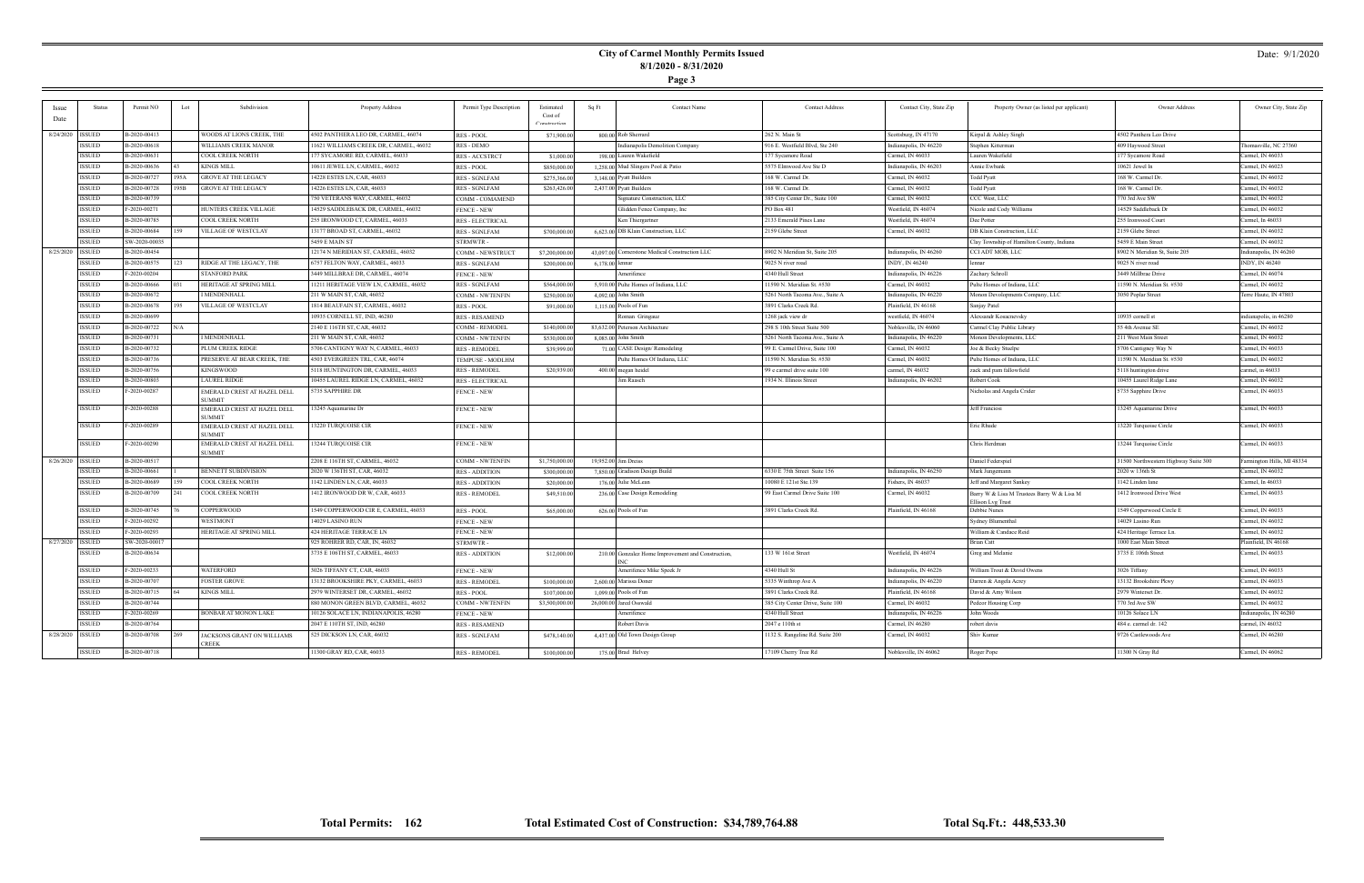# City of Carmel Monthly Permits Issued

**8/1/2020 - 8/31/2020**

Date: 9/1/2020

| Issue Date | Status | Permit NO | Lot | Subdivision | Property Address | Permit Type Description | Estimated Cost of Construction | Sq Ft | Contact Name | Contact Address | Contact City, State Zip | Property Owner (as listed per applicant) | Owner Address | Owner City, State Zip |
|---|---|---|---|---|---|---|---|---|---|---|---|---|---|---|
| 8/24/2020 | ISSUED | B-2020-00413 | | WOODS AT LIONS CREEK, THE | 4502 PANTHERA LEO DR, CARMEL, 46074 | RES - POOL | $71,900.00 | 800.00 | Rob Sherrard | 262 N. Main St | Scottsburg, IN 47170 | Kirpal & Ashley Singh | 4502 Panthera Leo Drive | |
| | ISSUED | B-2020-00618 | | WILLIAMS CREEK MANOR | 11621 WILLIAMS CREEK DR, CARMEL, 46032 | RES - DEMO | | | Indianapolis Demolition Company | 916 E. Westfield Blvd, Ste 240 | Indianapolis, IN 46220 | Stephen Kitterman | 409 Haywood Street | Thomasville, NC 27360 |
| | ISSUED | B-2020-00631 | | COOL CREEK NORTH | 177 SYCAMORE RD, CARMEL, 46033 | RES - ACCSTRCT | $1,000.00 | 198.00 | Lauren Wakefield | 177 Sycamore Road | Carmel, IN 46033 | Lauren Wakefield | 177 Sycamore Road | Carmel, IN 46033 |
| | ISSUED | B-2020-00636 | 43 | KINGS MILL | 10611 JEWEL LN, CARMEL, 46032 | RES - POOL | $850,000.00 | 1,258.00 | Mud Slingers Pool & Patio | 5575 Elmwood Ave Ste D | Indianapolis, IN 46203 | Annie Ewbank | 10621 Jewel ln | Carmel, IN 46023 |
| | ISSUED | B-2020-00727 | 193A | GROVE AT THE LEGACY | 14228 ESTES LN, CAR, 46033 | RES - SGNLFAM | $275,366.00 | 3,148.00 | Pyatt Builders | 168 W. Carmel Dr. | Carmel, IN 46032 | Todd Pyatt | 168 W. Carmel Dr. | Carmel, IN 46032 |
| | ISSUED | B-2020-00728 | 193B | GROVE AT THE LEGACY | 14226 ESTES LN, CAR, 46033 | RES - SGNLFAM | $263,426.00 | 2,437.00 | Pyatt Builders | 168 W. Carmel Dr. | Carmel, IN 46032 | Todd Pyatt | 168 W. Carmel Dr. | Carmel, IN 46032 |
| | ISSUED | B-2020-00739 | | | 750 VETERANS WAY, CARMEL, 46032 | COMM - COMAMEND | | | Signature Construction, LLC | 385 City Center Dr., Suite 100 | Carmel, IN 46032 | CCC West, LLC | 770 3rd Ave SW | Carmel, IN 46032 |
| | ISSUED | F-2020-00271 | | HUNTERS CREEK VILLAGE | 14529 SADDLEBACK DR, CARMEL, 46032 | FENCE - NEW | | | Glidden Fence Company, Inc | PO Box 481 | Westfield, IN 46074 | Nicole and Cody Williams | 14529 Saddleback Dr | Carmel, IN 46032 |
| | ISSUED | B-2020-00785 | | COOL CREEK NORTH | 255 IRONWOOD CT, CARMEL, 46033 | RES - ELECTRICAL | | | Ken Thiergartner | 2133 Emerald Pines Lane | Westfield, IN 46074 | Dee Potter | 255 Ironwood Court | Carmel, In 46033 |
| | ISSUED | B-2020-00684 | 159 | VILLAGE OF WESTCLAY | 13177 BROAD ST, CARMEL, 46032 | RES - SGNLFAM | $700,000.00 | 6,623.00 | DB Klain Construction, LLC | 2159 Glebe Street | Carmel, IN 46032 | DB Klain Construction, LLC | 2159 Glebe Street | Carmel, IN 46032 |
| | ISSUED | SW-2020-00035 | | | 5459 E MAIN ST | STRMWTR - | | | | | | Clay Township of Hamilton County, Indiana | 5459 E Main Street | Carmel, IN 46032 |
| 8/25/2020 | ISSUED | B-2020-00454 | | | 12174 N MERIDIAN ST, CARMEL, 46032 | COMM - NEWSTRUCT | $7,200,000.00 | 43,097.00 | Cornerstone Medical Construction LLC | 8902 N Meridian St, Suite 205 | Indianapolis, IN 46260 | CCI ADT MOB, LLC | 8902 N Meridian St, Suite 205 | Indianapolis, IN 46260 |
| | ISSUED | B-2020-00575 | 123 | RIDGE AT THE LEGACY, THE | 6757 FELTON WAY, CARMEL, 46033 | RES - SGNLFAM | $200,000.00 | 6,178.00 | lennar | 9025 N river road | INDY, IN 46240 | lennar | 9025 N river road | INDY, IN 46240 |
| | ISSUED | F-2020-00204 | | STANFORD PARK | 3449 MILLBRAE DR, CARMEL, 46074 | FENCE - NEW | | | Amerifence | 4340 Hull Street | Indianapolis, IN 46226 | Zachary Schroll | 3449 Millbrae Drive | Carmel, IN 46074 |
| | ISSUED | B-2020-00666 | 051 | HERITAGE AT SPRING MILL | 11211 HERITAGE VIEW LN, CARMEL, 46032 | RES - SGNLFAM | $564,000.00 | 5,910.00 | Pulte Homes of Indiana, LLC | 11590 N. Meridian St. #530 | Carmel, IN 46032 | Pulte Homes of Indiana, LLC | 11590 N. Meridian St. #530 | Carmel, IN 46032 |
| | ISSUED | B-2020-00672 | | I MENDENHALL | 211 W MAIN ST, CAR, 46032 | COMM - NWTENFIN | $250,000.00 | 4,092.00 | John Smith | 5261 North Tacoma Ave., Suite A | Indianapolis, IN 46220 | Monon Developments Company, LLC | 3050 Poplar Street | Terre Haute, IN 47803 |
| | ISSUED | B-2020-00678 | 195 | VILLAGE OF WESTCLAY | 1814 BEAUFAIN ST, CARMEL, 46032 | RES - POOL | $91,000.00 | 1,115.00 | Pools of Fun | 3891 Clarks Creek Rd. | Plainfield, IN 46168 | Sanjay Patel | | |
| | ISSUED | B-2020-00699 | | | 10935 CORNELL ST, IND, 46280 | RES - RESAMEND | | | Roman Griegnaz | 1268 jack view dr | westfield, IN 46074 | Alexsandr Kosacrovsky | 10935 cornell st | indianapolis, in 46280 |
| | ISSUED | B-2020-00722 | N/A | | 2140 E 116TH ST, CAR, 46032 | COMM - REMODEL | $140,000.00 | 83,632.00 | Peterson Architecture | 298 S 10th Street Suite 500 | Noblesville, IN 46060 | Carmel Clay Public Library | 55 4th Avenue SE | Carmel, IN 46032 |
| | ISSUED | B-2020-00731 | | I MENDENHALL | 211 W MAIN ST, CAR, 46032 | COMM - NWTENFIN | $530,000.00 | 8,085.00 | John Smith | 5261 North Tacoma Ave., Suite A | Indianapolis, IN 46220 | Monon Developments, LLC | 211 West Main Street | Carmel, IN 46032 |
| | ISSUED | B-2020-00732 | | PLUM CREEK RIDGE | 5706 CANTIGNY WAY N, CARMEL, 46033 | RES - REMODEL | $39,999.00 | 71.00 | CASE Design/ Remodeling | 99 E. Carmel Drive, Suite 100 | Carmel, IN 46032 | Joe & Becky Stuelpe | 5706 Cantigney Way N | Carmel, IN 46033 |
| | ISSUED | B-2020-00736 | | PRESERVE AT BEAR CREEK, THE | 4503 EVERGREEN TRL, CAR, 46074 | TEMPUSE - MODLHM | | | Pulte Homes Of Indiana, LLC | 11590 N. Meridian St. #530 | Carmel, IN 46032 | Pulte Homes of Indiana, LLC | 11590 N. Meridian St. #530 | Carmel, IN 46032 |
| | ISSUED | B-2020-00756 | | KINGSWOOD | 5118 HUNTINGTON DR, CARMEL, 46033 | RES - REMODEL | $20,939.00 | 400.00 | megan heidel | 99 e carmel drive suite 100 | carmel, IN 46032 | zack and pam fallowfield | 5118 huntington drive | carmel, in 46033 |
| | ISSUED | B-2020-00803 | | LAUREL RIDGE | 10455 LAUREL RIDGE LN, CARMEL, 46032 | RES - ELECTRICAL | | | Jim Raasch | 1934 N. Illinois Street | Indianapolis, IN 46202 | Robert Cook | 10455 Laurel Ridge Lane | Carmel, IN 46032 |
| | ISSUED | F-2020-00287 | | EMERALD CREST AT HAZEL DELL SUMMIT | 5735 SAPPHIRE DR | FENCE - NEW | | | | | | Nicholas and Angela Crider | 5735 Sapphire Drive | Carmel, IN 46033 |
| | ISSUED | F-2020-00288 | | EMERALD CREST AT HAZEL DELL SUMMIT | 13245 Aquamarine Dr | FENCE - NEW | | | | | | Jeff Franciosi | 13245 Aquamarine Drive | Carmel, IN 46033 |
| | ISSUED | F-2020-00289 | | EMERALD CREST AT HAZEL DELL SUMMIT | 13220 TURQUOISE CIR | FENCE - NEW | | | | | | Eric Rhude | 13220 Turquoise Circle | Carmel, IN 46033 |
| | ISSUED | F-2020-00290 | | EMERALD CREST AT HAZEL DELL SUMMIT | 13244 TURQUOISE CIR | FENCE - NEW | | | | | | Chris Herdman | 13244 Turquoise Circle | Carmel, IN 46033 |
| 8/26/2020 | ISSUED | B-2020-00517 | | | 2208 E 116TH ST, CARMEL, 46032 | COMM - NWTENFIN | $1,750,000.00 | 19,952.00 | Jim Dreias | | | Daniel Federspiel | 31500 Northwestern Highway Suite 300 | Farmington Hills, MI 48334 |
| | ISSUED | B-2020-00661 | | BENNETT SUBDIVISION | 2020 W 136TH ST, CAR, 46032 | RES - ADDITION | $300,000.00 | 7,850.00 | Gradison Design Build | 6330 E 75th Street Suite 156 | Indianapolis, IN 46250 | Mark Jungemann | 2020 w 136th St | Carmel, IN 46032 |
| | ISSUED | B-2020-00689 | 159 | COOL CREEK NORTH | 1142 LINDEN LN, CAR, 46033 | RES - ADDITION | $20,000.00 | 176.00 | Julie McLean | 10080 E 121st Ste 139 | Fishers, IN 46037 | Jeff and Margaret Sankey | 1142 Linden lane | Carmel, In 46033 |
| | ISSUED | B-2020-00709 | 241 | COOL CREEK NORTH | 1412 IRONWOOD DR W, CAR, 46033 | RES - REMODEL | $49,510.00 | 236.00 | Case Design Remodeling | 99 East Carmel Drive Suite 100 | Carmel, IN 46032 | Barry W & Lisa M Trustees Barry W & Lisa M Ellison Lvg Trust | 1412 Ironwood Drive West | Carmel, IN 46033 |
| | ISSUED | B-2020-00745 | 76 | COPPERWOOD | 1549 COPPERWOOD CIR E, CARMEL, 46033 | RES - POOL | $65,000.00 | 626.00 | Pools of Fun | 3891 Clarks Creek Rd. | Plainfield, IN 46168 | Debbie Nunes | 1549 Copperwood Circle E | Carmel, IN 46033 |
| | ISSUED | F-2020-00292 | | WESTMONT | 14029 LASINO RUN | FENCE - NEW | | | | | | Sydney Blumenthal | 14029 Lasino Run | Carmel, IN 46032 |
| | ISSUED | F-2020-00293 | | HERITAGE AT SPRING MILL | 424 HERITAGE TERRACE LN | FENCE - NEW | | | | | | William & Candace Reid | 424 Heritage Terrace Ln. | Carmel, IN 46032 |
| 8/27/2020 | ISSUED | SW-2020-00017 | | | 925 ROHRER RD, CAR, IN, 46032 | STRMWTR - | | | | | | Brian Catt | 1000 East Main Street | Plainfield, IN 46168 |
| | ISSUED | B-2020-00634 | | | 3735 E 106TH ST, CARMEL, 46033 | RES - ADDITION | $12,000.00 | 210.00 | Gonzalez Home Improvement and Construction, INC. | 133 W 161st Street | Westfield, IN 46074 | Greg and Melanie | 3735 E 106th Street | Carmel, IN 46033 |
| | ISSUED | F-2020-00233 | | WATERFORD | 3026 TIFFANY CT, CAR, 46033 | FENCE - NEW | | | Amerifence Mike Speck Jr | 4340 Hull St | Indianapolis, IN 46226 | William Trout & David Owens | 3026 Tiffany | Carmel, IN 46033 |
| | ISSUED | B-2020-00707 | | FOSTER GROVE | 13132 BROOKSHIRE PKY, CARMEL, 46033 | RES - REMODEL | $100,000.00 | 2,600.00 | Marissa Doner | 5335 Winthrop Ave A | Indianapolis, IN 46220 | Darren & Angela Acrey | 13132 Brookshire Pkwy | Carmel, IN 46033 |
| | ISSUED | B-2020-00715 | 64 | KINGS MILL | 2979 WINTERSET DR, CARMEL, 46032 | RES - POOL | $107,000.00 | 1,099.00 | Pools of Fun | 3891 Clarks Creek Rd. | Plainfield, IN 46168 | David & Amy Wilson | 2979 Winterset Dr. | Carmel, IN 46032 |
| | ISSUED | B-2020-00744 | | | 880 MONON GREEN BLVD, CARMEL, 46032 | COMM - NWTENFIN | $3,500,000.00 | 26,000.00 | Jared Oswald | 385 City Center Drive, Suite 100 | Carmel, IN 46032 | Pedcor Housing Corp | 770 3rd Ave SW | Carmel, IN 46032 |
| | ISSUED | F-2020-00269 | | BONBAR AT MONON LAKE | 10126 SOLACE LN, INDIANAPOLIS, 46280 | FENCE - NEW | | | Amerifence | 4340 Hull Street | Indianapolis, IN 46226 | John Woods | 10126 Solace LN | Indianapolis, IN 46280 |
| | ISSUED | B-2020-00764 | | | 2047 E 110TH ST, IND, 46280 | RES - RESAMEND | | | Robert Davis | 2047 e 110th st | Carmel, IN 46280 | robert davis | 484 e. carmel dr. 142 | carmel, IN 46032 |
| 8/28/2020 | ISSUED | B-2020-00708 | 269 | JACKSONS GRANT ON WILLIAMS CREEK | 525 DICKSON LN, CAR, 46032 | RES - SGNLFAM | $478,140.00 | 4,437.00 | Old Town Design Group | 1132 S. Rangeline Rd. Suite 200 | Carmel, IN 46032 | Shiv Kumar | 9726 Castlewoods Ave | Carmel, IN 46280 |
| | ISSUED | B-2020-00718 | | | 11300 GRAY RD, CAR, 46033 | RES - REMODEL | $100,000.00 | 175.00 | Brad Helvey | 17109 Cherry Tree Rd | Noblesville, IN 46062 | Roger Pope | 11300 N Gray Rd | Carmel, IN 46062 |

**Total Permits: 162** **Total Estimated Cost of Construction: $34,789,764.88** **Total Sq.Ft.: 448,533.30**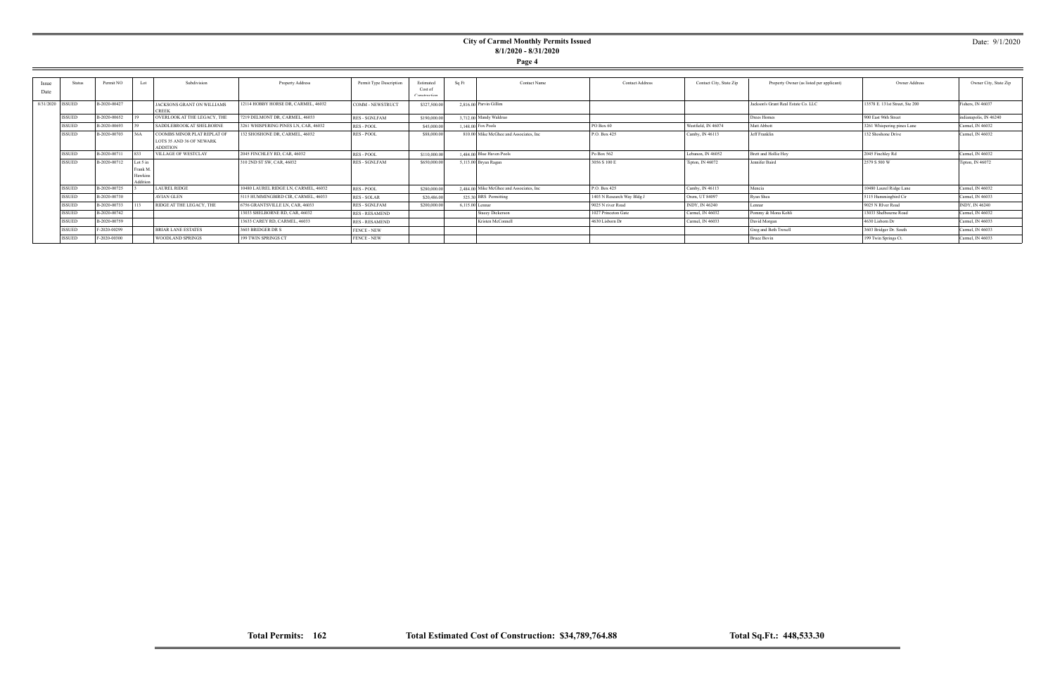# City of Carmel Monthly Permits Issued

**8/1/2020 - 8/31/2020**

Date: 9/1/2020

| Issue Date | Status | Permit NO | Lot | Subdivision | Property Address | Permit Type Description | Estimated Cost of Construction | Sq Ft | Contact Name | Contact Address | Contact City, State Zip | Property Owner (as listed per applicant) | Owner Address | Owner City, State Zip |
|---|---|---|---|---|---|---|---|---|---|---|---|---|---|---|
| 8/31/2020 | ISSUED | B-2020-00427 | | JACKSONS GRANT ON WILLIAMS CREEK | 12114 HOBBY HORSE DR, CARMEL, 46032 | COMM - NEWSTRUCT | $327,500.00 | 2,816.00 | Parvin Gillim | | | Jackson's Grant Real Estate Co. LLC | 13578 E. 131st Street, Ste 200 | Fishers, IN 46037 |
| | ISSUED | B-2020-00652 | 19 | OVERLOOK AT THE LEGACY, THE | 7219 DELMONT DR, CARMEL, 46033 | RES - SGNLFAM | $190,000.00 | 3,712.00 | Mandy Waldrup | | | Drees Homes | 900 East 96th Street | indianapolis, IN 46240 |
| | ISSUED | B-2020-00693 | 39 | SADDLEBROOK AT SHELBORNE | 3261 WHISPERING PINES LN, CAR, 46032 | RES - POOL | $45,000.00 | 1,148.00 | Fox Pools | PO Box 60 | Westfield, IN 46074 | Matt Abbott | 3261 Whispering pines Lane | Carmel, IN 46032 |
| | ISSUED | B-2020-00703 | 36A | COOMBS MINOR PLAT REPLAT OF LOTS 35 AND 36 OF NEWARK ADDITION | 132 SHOSHONE DR, CARMEL, 46032 | RES - POOL | $88,000.00 | 810.00 | Mike McGhee and Associates, Inc | P.O. Box 425 | Camby, IN 46113 | Jeff Franklin | 132 Shoshone Drive | Carmel, IN 46032 |
| | ISSUED | B-2020-00711 | 833 | VILLAGE OF WESTCLAY | 2045 FINCHLEY RD, CAR, 46032 | RES - POOL | $110,000.00 | 1,484.00 | Blue Haven Pools | Po Box 562 | Lebanon, IN 46052 | Brett and Hollie Hoy | 2045 Finchley Rd | Carmel, IN 46032 |
| | ISSUED | B-2020-00712 | Lot 5 in Frank M. Hawkins Addition | | 310 2ND ST SW, CAR, 46032 | RES - SGNLFAM | $650,000.00 | 5,113.00 | Bryan Ragan | 3056 S 100 E | Tipton, IN 46072 | Jennifer Baird | 2579 S 500 W | Tipton, IN 46072 |
| | ISSUED | B-2020-00725 | 3 | LAUREL RIDGE | 10480 LAUREL RIDGE LN, CARMEL, 46032 | RES - POOL | $280,000.00 | 2,484.00 | Mike McGhee and Associates, Inc | P.O. Box 425 | Camby, IN 46113 | Mencis | 10480 Laurel Ridge Lane | Carmel, IN 46032 |
| | ISSUED | B-2020-00730 | | AVIAN GLEN | 5115 HUMMINGBIRD CIR, CARMEL, 46033 | RES - SOLAR | $20,486.00 | 525.30 | BRS Permitting | 1403 N Research Way Bldg J | Orem, UT 84097 | Ryan Shea | 5115 Hummingbird Cir | Carmel, IN 46033 |
| | ISSUED | B-2020-00733 | 113 | RIDGE AT THE LEGACY, THE | 6756 GRANTSVILLE LN, CAR, 46033 | RES - SGNLFAM | $200,000.00 | 6,115.00 | Lennar | 9025 N river Road | INDY, IN 46240 | Lennar | 9025 N RIver Road | INDY, IN 46240 |
| | ISSUED | B-2020-00742 | | | 13033 SHELBORNE RD, CAR, 46032 | RES - RESAMEND | | | Stacey Dickerson | 1027 Princeton Gate | Carmel, IN 46032 | Pemmy & Mona Kohli | 13033 Shelbourne Road | Carmel, IN 46032 |
| | ISSUED | B-2020-00759 | | | 13633 CAREY RD, CARMEL, 46033 | RES - RESAMEND | | | Kristen McConnell | 4630 Lisborn Dr | Carmel, IN 46033 | David Morgan | 4630 Lisborn Dr | Carmel, IN 46033 |
| | ISSUED | F-2020-00299 | | BRIAR LANE ESTATES | 3603 BRIDGER DR S | FENCE - NEW | | | | | | Greg and Beth Troxell | 3603 Bridger Dr. South | Carmel, IN 46033 |
| | ISSUED | F-2020-00300 | | WOODLAND SPRINGS | 199 TWIN SPRINGS CT | FENCE - NEW | | | | | | Bruce Bovin | 199 Twin Springs Ct. | Carmel, IN 46033 |

**Total Permits: 162** **Total Estimated Cost of Construction: $34,789,764.88** **Total Sq.Ft.: 448,533.30**